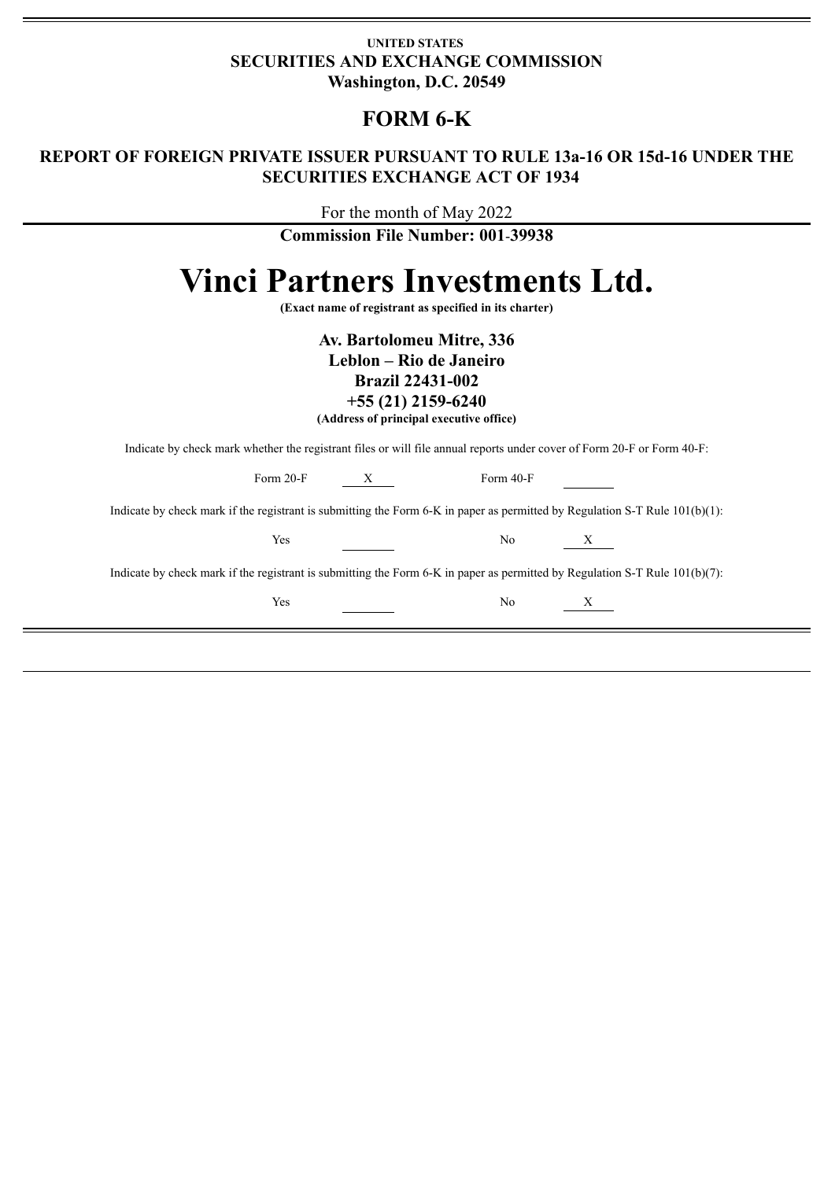**UNITED STATES**
**SECURITIES AND EXCHANGE COMMISSION**
**Washington, D.C. 20549**

# FORM 6-K

## REPORT OF FOREIGN PRIVATE ISSUER PURSUANT TO RULE 13a-16 OR 15d-16 UNDER THE SECURITIES EXCHANGE ACT OF 1934

For the month of May 2022

**Commission File Number: 001-39938**

# Vinci Partners Investments Ltd.

**(Exact name of registrant as specified in its charter)**

**Av. Bartolomeu Mitre, 336**
**Leblon – Rio de Janeiro**
**Brazil 22431-002**
**+55 (21) 2159-6240**
**(Address of principal executive office)**

Indicate by check mark whether the registrant files or will file annual reports under cover of Form 20-F or Form 40-F:

Form 20-F X Form 40-F \_\_\_\_

Indicate by check mark if the registrant is submitting the Form 6-K in paper as permitted by Regulation S-T Rule 101(b)(1):

Yes \_\_\_\_ No X

Indicate by check mark if the registrant is submitting the Form 6-K in paper as permitted by Regulation S-T Rule 101(b)(7):

Yes \_\_\_\_ No X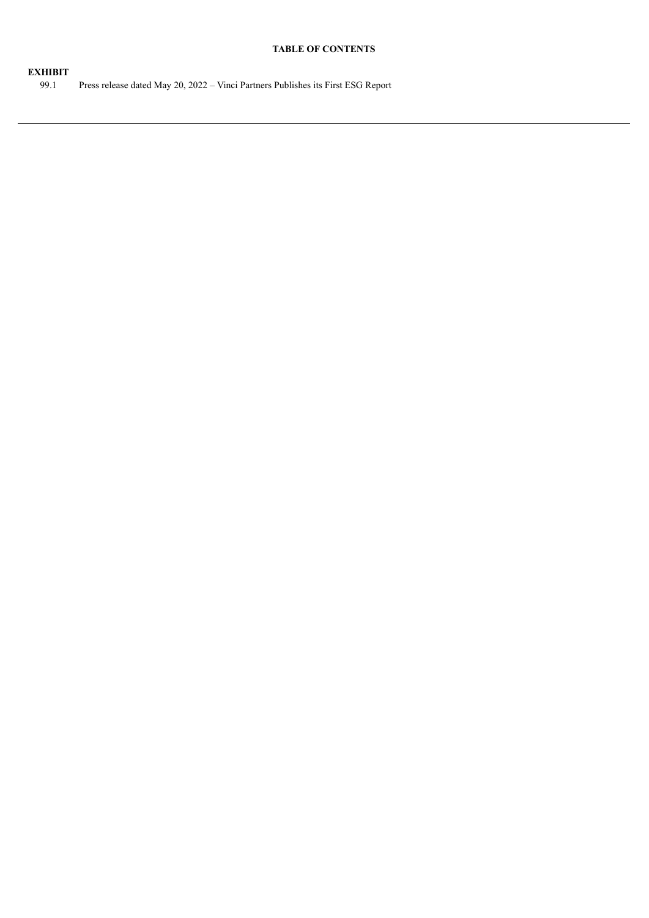**TABLE OF CONTENTS**

| **EXHIBIT** | |
|---|---|
| 99.1 | Press release dated May 20, 2022 – Vinci Partners Publishes its First ESG Report |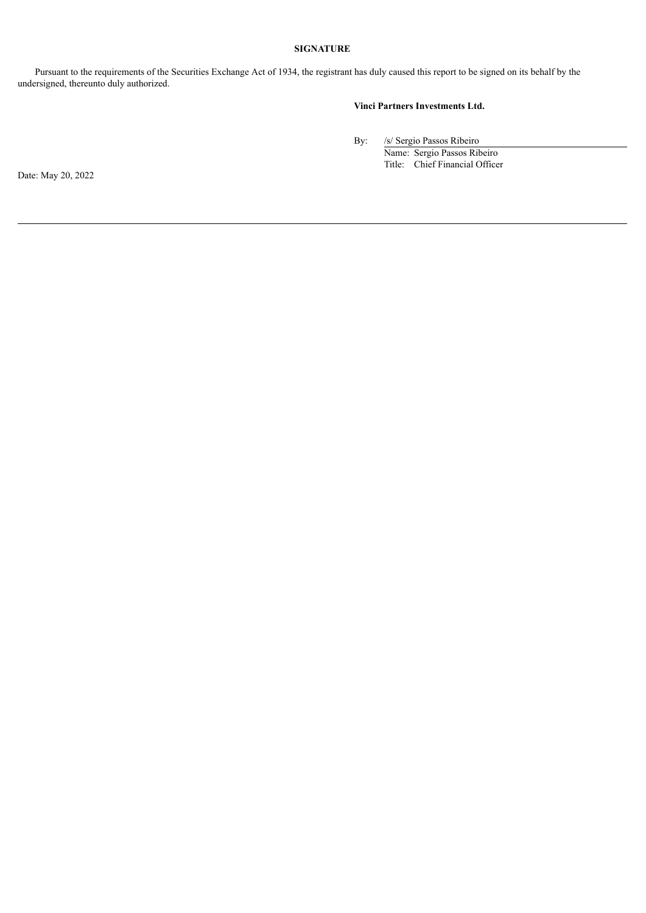**SIGNATURE**

Pursuant to the requirements of the Securities Exchange Act of 1934, the registrant has duly caused this report to be signed on its behalf by the undersigned, thereunto duly authorized.

**Vinci Partners Investments Ltd.**

By: /s/ Sergio Passos Ribeiro
Name: Sergio Passos Ribeiro
Title: Chief Financial Officer

Date: May 20, 2022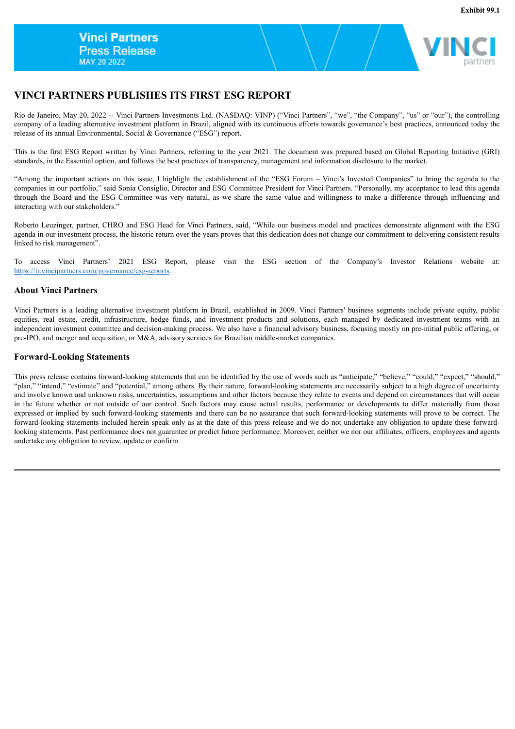Exhibit 99.1

**Vinci Partners**
**Press Release**
**MAY 20 2022**

# VINCI PARTNERS PUBLISHES ITS FIRST ESG REPORT

Rio de Janeiro, May 20, 2022 -- Vinci Partners Investments Ltd. (NASDAQ: VINP) ("Vinci Partners", "we", "the Company", "us" or "our"), the controlling company of a leading alternative investment platform in Brazil, aligned with its continuous efforts towards governance's best practices, announced today the release of its annual Environmental, Social & Governance ("ESG") report.

This is the first ESG Report written by Vinci Partners, referring to the year 2021. The document was prepared based on Global Reporting Initiative (GRI) standards, in the Essential option, and follows the best practices of transparency, management and information disclosure to the market.

"Among the important actions on this issue, I highlight the establishment of the "ESG Forum – Vinci's Invested Companies" to bring the agenda to the companies in our portfolio," said Sonia Consiglio, Director and ESG Committee President for Vinci Partners. "Personally, my acceptance to lead this agenda through the Board and the ESG Committee was very natural, as we share the same value and willingness to make a difference through influencing and interacting with our stakeholders."

Roberto Leuzinger, partner, CHRO and ESG Head for Vinci Partners, said, "While our business model and practices demonstrate alignment with the ESG agenda in our investment process, the historic return over the years proves that this dedication does not change our commitment to delivering consistent results linked to risk management".

To access Vinci Partners' 2021 ESG Report, please visit the ESG section of the Company's Investor Relations website at: https://ir.vincipartners.com/governance/esg-reports.

## About Vinci Partners

Vinci Partners is a leading alternative investment platform in Brazil, established in 2009. Vinci Partners' business segments include private equity, public equities, real estate, credit, infrastructure, hedge funds, and investment products and solutions, each managed by dedicated investment teams with an independent investment committee and decision-making process. We also have a financial advisory business, focusing mostly on pre-initial public offering, or pre-IPO, and merger and acquisition, or M&A, advisory services for Brazilian middle-market companies.

## Forward-Looking Statements

This press release contains forward-looking statements that can be identified by the use of words such as "anticipate," "believe," "could," "expect," "should," "plan," "intend," "estimate" and "potential," among others. By their nature, forward-looking statements are necessarily subject to a high degree of uncertainty and involve known and unknown risks, uncertainties, assumptions and other factors because they relate to events and depend on circumstances that will occur in the future whether or not outside of our control. Such factors may cause actual results, performance or developments to differ materially from those expressed or implied by such forward-looking statements and there can be no assurance that such forward-looking statements will prove to be correct. The forward-looking statements included herein speak only as at the date of this press release and we do not undertake any obligation to update these forward-looking statements. Past performance does not guarantee or predict future performance. Moreover, neither we nor our affiliates, officers, employees and agents undertake any obligation to review, update or confirm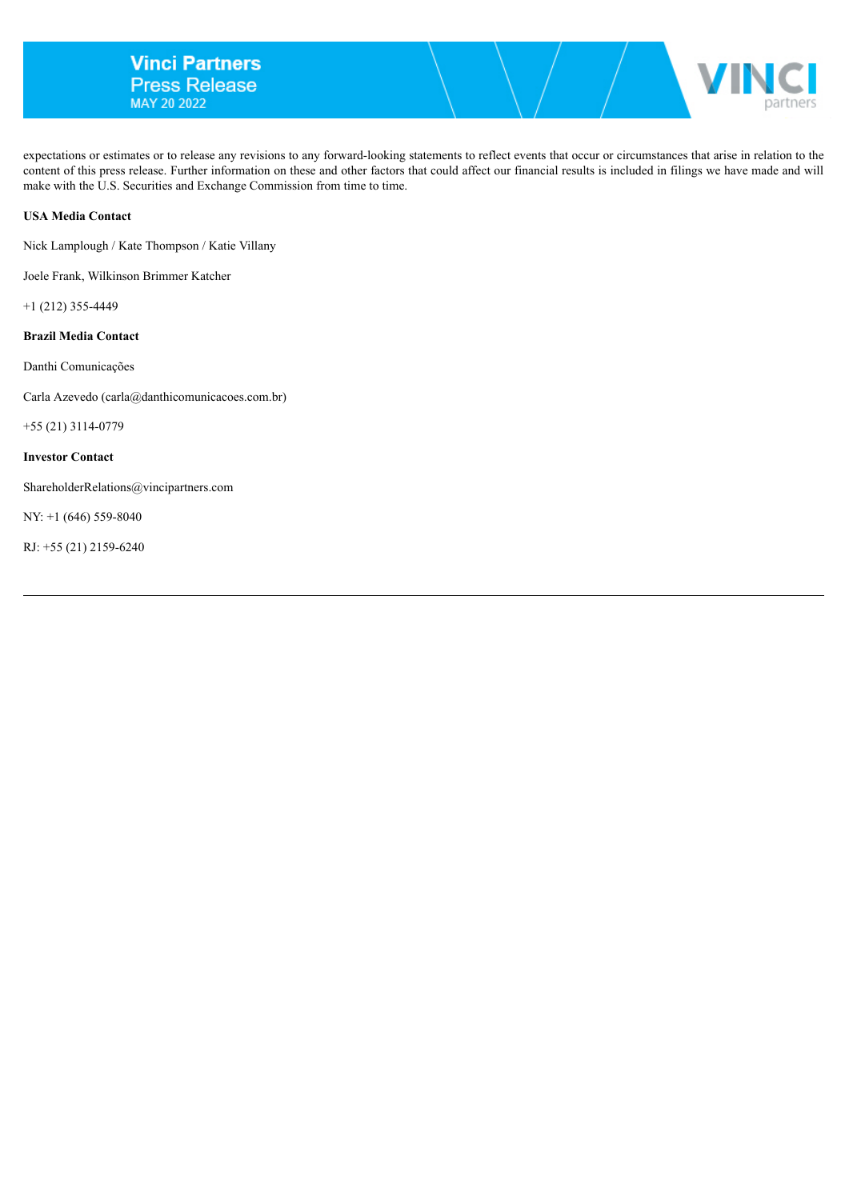expectations or estimates or to release any revisions to any forward-looking statements to reflect events that occur or circumstances that arise in relation to the content of this press release. Further information on these and other factors that could affect our financial results is included in filings we have made and will make with the U.S. Securities and Exchange Commission from time to time.

**USA Media Contact**

Nick Lamplough / Kate Thompson / Katie Villany

Joele Frank, Wilkinson Brimmer Katcher

+1 (212) 355-4449

**Brazil Media Contact**

Danthi Comunicações

Carla Azevedo (carla@danthicomunicacoes.com.br)

+55 (21) 3114-0779

**Investor Contact**

ShareholderRelations@vincipartners.com

NY: +1 (646) 559-8040

RJ: +55 (21) 2159-6240